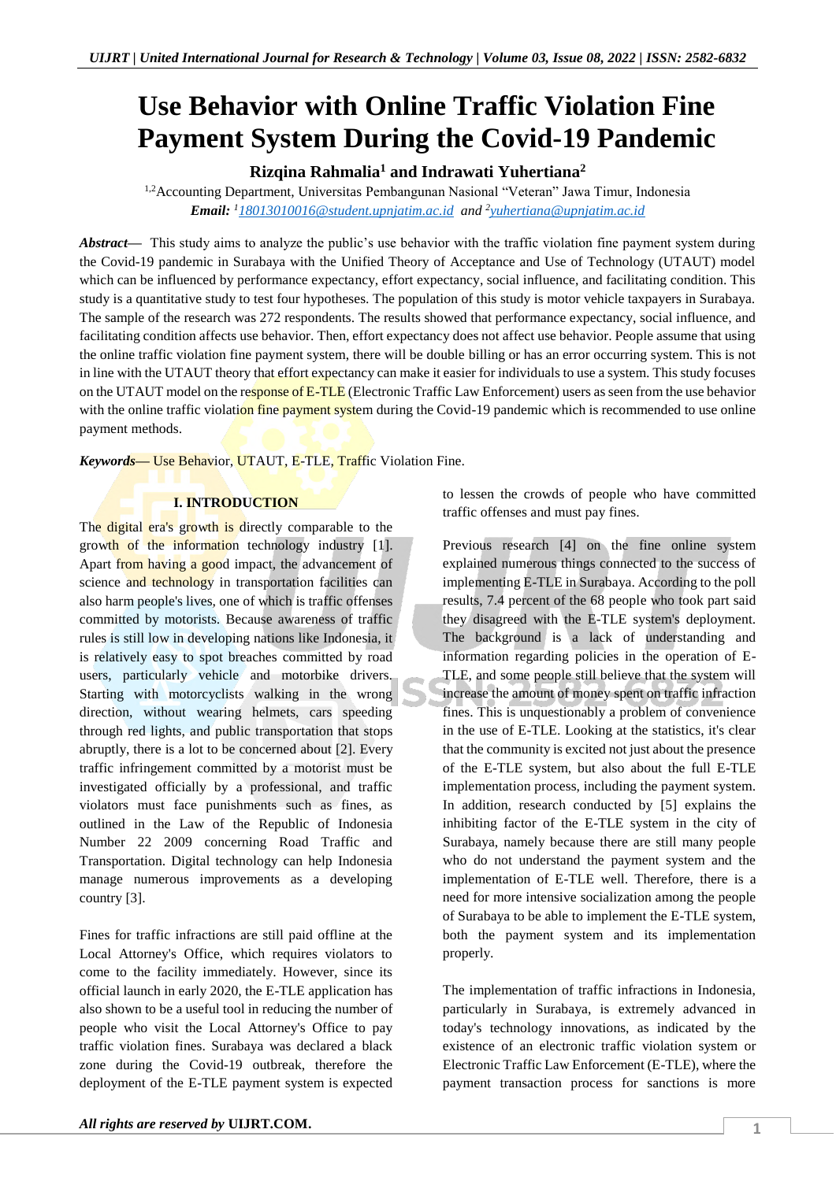# Use Behavior with Online Traffic Violation Fine Payment System During the Covid-19 Pandemic

**Rizqina Rahmalia[1] and Indrawati Yuhertiana[2]**

[1,2]Accounting Department, Universitas Pembangunan Nasional "Veteran" Jawa Timur, Indonesia

***Email:** [1]18013010016@student.upnjatim.ac.id and [2]yuhertiana@upnjatim.ac.id*

***Abstract*—** This study aims to analyze the public's use behavior with the traffic violation fine payment system during the Covid-19 pandemic in Surabaya with the Unified Theory of Acceptance and Use of Technology (UTAUT) model which can be influenced by performance expectancy, effort expectancy, social influence, and facilitating condition. This study is a quantitative study to test four hypotheses. The population of this study is motor vehicle taxpayers in Surabaya. The sample of the research was 272 respondents. The results showed that performance expectancy, social influence, and facilitating condition affects use behavior. Then, effort expectancy does not affect use behavior. People assume that using the online traffic violation fine payment system, there will be double billing or has an error occurring system. This is not in line with the UTAUT theory that effort expectancy can make it easier for individuals to use a system. This study focuses on the UTAUT model on the response of E-TLE (Electronic Traffic Law Enforcement) users as seen from the use behavior with the online traffic violation fine payment system during the Covid-19 pandemic which is recommended to use online payment methods.

***Keywords*—** Use Behavior, UTAUT, E-TLE, Traffic Violation Fine.

## I. INTRODUCTION

The digital era's growth is directly comparable to the growth of the information technology industry [1]. Apart from having a good impact, the advancement of science and technology in transportation facilities can also harm people's lives, one of which is traffic offenses committed by motorists. Because awareness of traffic rules is still low in developing nations like Indonesia, it is relatively easy to spot breaches committed by road users, particularly vehicle and motorbike drivers. Starting with motorcyclists walking in the wrong direction, without wearing helmets, cars speeding through red lights, and public transportation that stops abruptly, there is a lot to be concerned about [2]. Every traffic infringement committed by a motorist must be investigated officially by a professional, and traffic violators must face punishments such as fines, as outlined in the Law of the Republic of Indonesia Number 22 2009 concerning Road Traffic and Transportation. Digital technology can help Indonesia manage numerous improvements as a developing country [3].

Fines for traffic infractions are still paid offline at the Local Attorney's Office, which requires violators to come to the facility immediately. However, since its official launch in early 2020, the E-TLE application has also shown to be a useful tool in reducing the number of people who visit the Local Attorney's Office to pay traffic violation fines. Surabaya was declared a black zone during the Covid-19 outbreak, therefore the deployment of the E-TLE payment system is expected to lessen the crowds of people who have committed traffic offenses and must pay fines.

Previous research [4] on the fine online system explained numerous things connected to the success of implementing E-TLE in Surabaya. According to the poll results, 7.4 percent of the 68 people who took part said they disagreed with the E-TLE system's deployment. The background is a lack of understanding and information regarding policies in the operation of E-TLE, and some people still believe that the system will increase the amount of money spent on traffic infraction fines. This is unquestionably a problem of convenience in the use of E-TLE. Looking at the statistics, it's clear that the community is excited not just about the presence of the E-TLE system, but also about the full E-TLE implementation process, including the payment system. In addition, research conducted by [5] explains the inhibiting factor of the E-TLE system in the city of Surabaya, namely because there are still many people who do not understand the payment system and the implementation of E-TLE well. Therefore, there is a need for more intensive socialization among the people of Surabaya to be able to implement the E-TLE system, both the payment system and its implementation properly.

The implementation of traffic infractions in Indonesia, particularly in Surabaya, is extremely advanced in today's technology innovations, as indicated by the existence of an electronic traffic violation system or Electronic Traffic Law Enforcement (E-TLE), where the payment transaction process for sanctions is more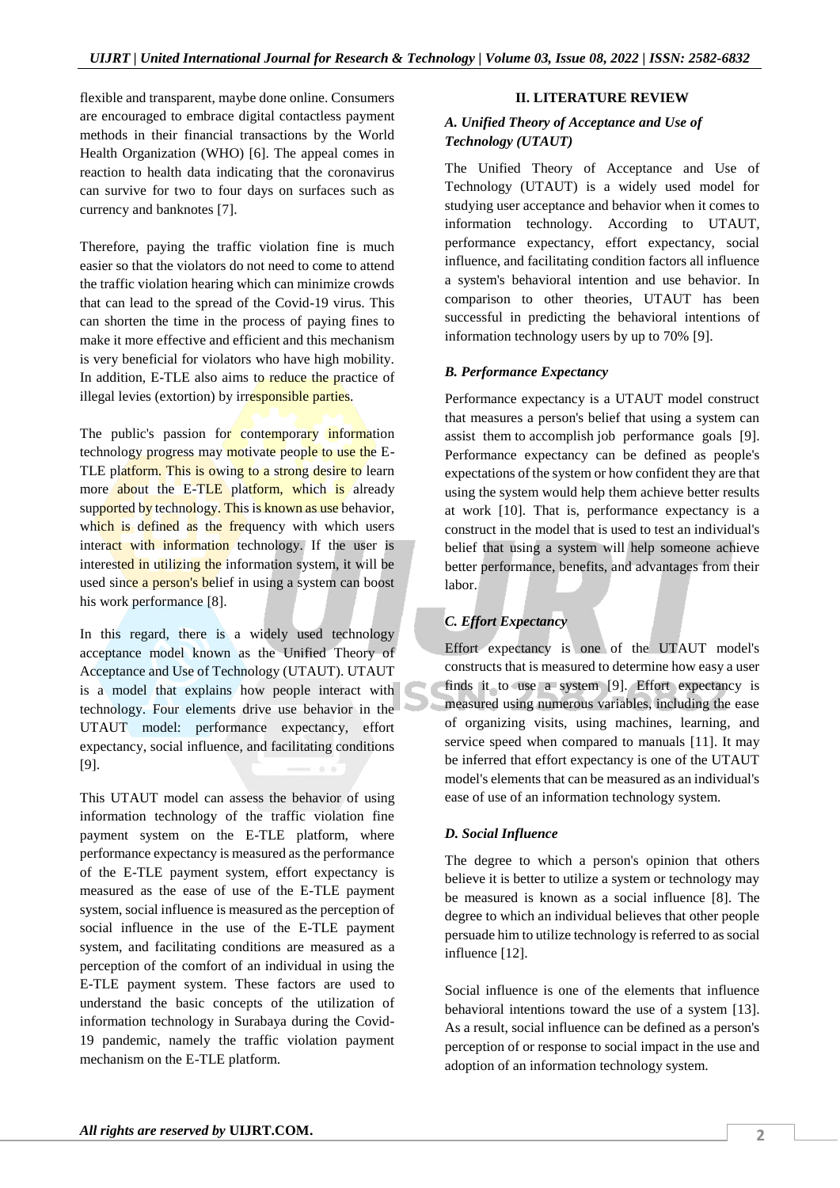flexible and transparent, maybe done online. Consumers are encouraged to embrace digital contactless payment methods in their financial transactions by the World Health Organization (WHO) [6]. The appeal comes in reaction to health data indicating that the coronavirus can survive for two to four days on surfaces such as currency and banknotes [7].

Therefore, paying the traffic violation fine is much easier so that the violators do not need to come to attend the traffic violation hearing which can minimize crowds that can lead to the spread of the Covid-19 virus. This can shorten the time in the process of paying fines to make it more effective and efficient and this mechanism is very beneficial for violators who have high mobility. In addition, E-TLE also aims to reduce the practice of illegal levies (extortion) by irresponsible parties.

The public's passion for contemporary information technology progress may motivate people to use the E-TLE platform. This is owing to a strong desire to learn more about the E-TLE platform, which is already supported by technology. This is known as use behavior, which is defined as the frequency with which users interact with information technology. If the user is interested in utilizing the information system, it will be used since a person's belief in using a system can boost his work performance [8].

In this regard, there is a widely used technology acceptance model known as the Unified Theory of Acceptance and Use of Technology (UTAUT). UTAUT is a model that explains how people interact with technology. Four elements drive use behavior in the UTAUT model: performance expectancy, effort expectancy, social influence, and facilitating conditions [9].

This UTAUT model can assess the behavior of using information technology of the traffic violation fine payment system on the E-TLE platform, where performance expectancy is measured as the performance of the E-TLE payment system, effort expectancy is measured as the ease of use of the E-TLE payment system, social influence is measured as the perception of social influence in the use of the E-TLE payment system, and facilitating conditions are measured as a perception of the comfort of an individual in using the E-TLE payment system. These factors are used to understand the basic concepts of the utilization of information technology in Surabaya during the Covid-19 pandemic, namely the traffic violation payment mechanism on the E-TLE platform.

## II. LITERATURE REVIEW

### *A. Unified Theory of Acceptance and Use of Technology (UTAUT)*

The Unified Theory of Acceptance and Use of Technology (UTAUT) is a widely used model for studying user acceptance and behavior when it comes to information technology. According to UTAUT, performance expectancy, effort expectancy, social influence, and facilitating condition factors all influence a system's behavioral intention and use behavior. In comparison to other theories, UTAUT has been successful in predicting the behavioral intentions of information technology users by up to 70% [9].

### *B. Performance Expectancy*

Performance expectancy is a UTAUT model construct that measures a person's belief that using a system can assist them to accomplish job performance goals [9]. Performance expectancy can be defined as people's expectations of the system or how confident they are that using the system would help them achieve better results at work [10]. That is, performance expectancy is a construct in the model that is used to test an individual's belief that using a system will help someone achieve better performance, benefits, and advantages from their labor.

### *C. Effort Expectancy*

Effort expectancy is one of the UTAUT model's constructs that is measured to determine how easy a user finds it to use a system [9]. Effort expectancy is measured using numerous variables, including the ease of organizing visits, using machines, learning, and service speed when compared to manuals [11]. It may be inferred that effort expectancy is one of the UTAUT model's elements that can be measured as an individual's ease of use of an information technology system.

### *D. Social Influence*

The degree to which a person's opinion that others believe it is better to utilize a system or technology may be measured is known as a social influence [8]. The degree to which an individual believes that other people persuade him to utilize technology is referred to as social influence [12].

Social influence is one of the elements that influence behavioral intentions toward the use of a system [13]. As a result, social influence can be defined as a person's perception of or response to social impact in the use and adoption of an information technology system.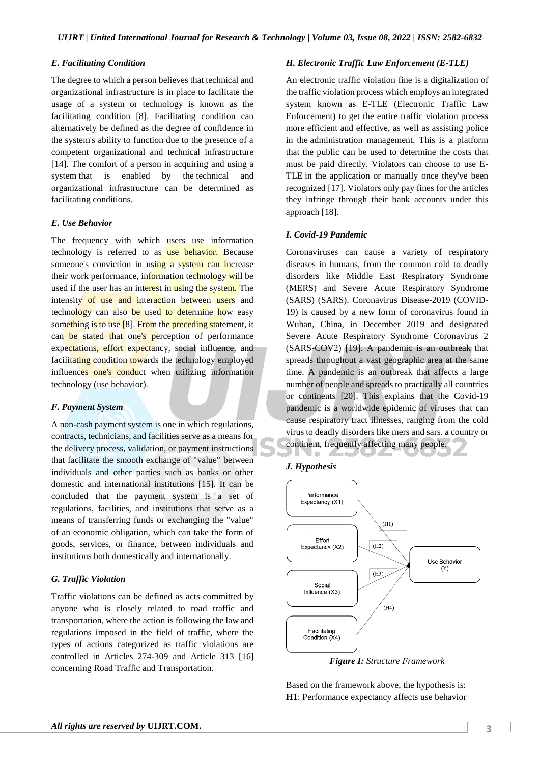### E. Facilitating Condition

The degree to which a person believes that technical and organizational infrastructure is in place to facilitate the usage of a system or technology is known as the facilitating condition [8]. Facilitating condition can alternatively be defined as the degree of confidence in the system's ability to function due to the presence of a competent organizational and technical infrastructure [14]. The comfort of a person in acquiring and using a system that is enabled by the technical and organizational infrastructure can be determined as facilitating conditions.

### E. Use Behavior

The frequency with which users use information technology is referred to as use behavior. Because someone's conviction in using a system can increase their work performance, information technology will be used if the user has an interest in using the system. The intensity of use and interaction between users and technology can also be used to determine how easy something is to use [8]. From the preceding statement, it can be stated that one's perception of performance expectations, effort expectancy, social influence, and facilitating condition towards the technology employed influences one's conduct when utilizing information technology (use behavior).

### F. Payment System

A non-cash payment system is one in which regulations, contracts, technicians, and facilities serve as a means for the delivery process, validation, or payment instructions that facilitate the smooth exchange of "value" between individuals and other parties such as banks or other domestic and international institutions [15]. It can be concluded that the payment system is a set of regulations, facilities, and institutions that serve as a means of transferring funds or exchanging the "value" of an economic obligation, which can take the form of goods, services, or finance, between individuals and institutions both domestically and internationally.

### G. Traffic Violation

Traffic violations can be defined as acts committed by anyone who is closely related to road traffic and transportation, where the action is following the law and regulations imposed in the field of traffic, where the types of actions categorized as traffic violations are controlled in Articles 274-309 and Article 313 [16] concerning Road Traffic and Transportation.

### H. Electronic Traffic Law Enforcement (E-TLE)

An electronic traffic violation fine is a digitalization of the traffic violation process which employs an integrated system known as E-TLE (Electronic Traffic Law Enforcement) to get the entire traffic violation process more efficient and effective, as well as assisting police in the administration management. This is a platform that the public can be used to determine the costs that must be paid directly. Violators can choose to use E-TLE in the application or manually once they've been recognized [17]. Violators only pay fines for the articles they infringe through their bank accounts under this approach [18].

### I. Covid-19 Pandemic

Coronaviruses can cause a variety of respiratory diseases in humans, from the common cold to deadly disorders like Middle East Respiratory Syndrome (MERS) and Severe Acute Respiratory Syndrome (SARS) (SARS). Coronavirus Disease-2019 (COVID-19) is caused by a new form of coronavirus found in Wuhan, China, in December 2019 and designated Severe Acute Respiratory Syndrome Coronavirus 2 (SARS-COV2) [19]. A pandemic is an outbreak that spreads throughout a vast geographic area at the same time. A pandemic is an outbreak that affects a large number of people and spreads to practically all countries or continents [20]. This explains that the Covid-19 pandemic is a worldwide epidemic of viruses that can cause respiratory tract illnesses, ranging from the cold virus to deadly disorders like mers and sars. a country or continent, frequently affecting many people.

### J. Hypothesis

Performance Expectancy (X1) —(H1)→ Use Behavior (Y)
Effort Expectancy (X2) —(H2)→ Use Behavior (Y)
Social Influence (X3) —(H3)→ Use Behavior (Y)
Facilitating Condition (X4) —(H4)→ Use Behavior (Y)

***Figure I:*** *Structure Framework*

Based on the framework above, the hypothesis is:

**H1**: Performance expectancy affects use behavior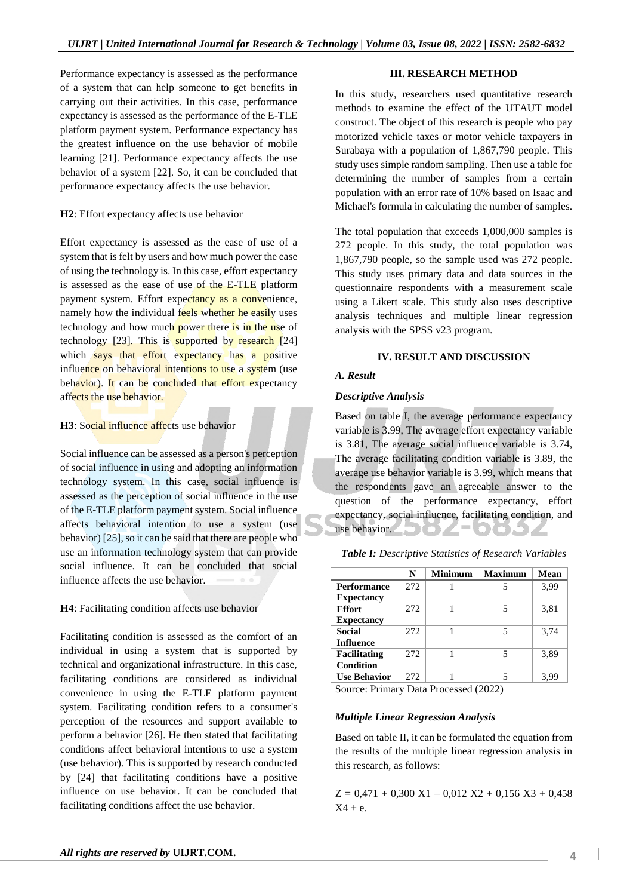Performance expectancy is assessed as the performance of a system that can help someone to get benefits in carrying out their activities. In this case, performance expectancy is assessed as the performance of the E-TLE platform payment system. Performance expectancy has the greatest influence on the use behavior of mobile learning [21]. Performance expectancy affects the use behavior of a system [22]. So, it can be concluded that performance expectancy affects the use behavior.

**H2**: Effort expectancy affects use behavior

Effort expectancy is assessed as the ease of use of a system that is felt by users and how much power the ease of using the technology is. In this case, effort expectancy is assessed as the ease of use of the E-TLE platform payment system. Effort expectancy as a convenience, namely how the individual feels whether he easily uses technology and how much power there is in the use of technology [23]. This is supported by research [24] which says that effort expectancy has a positive influence on behavioral intentions to use a system (use behavior). It can be concluded that effort expectancy affects the use behavior.

**H3**: Social influence affects use behavior

Social influence can be assessed as a person's perception of social influence in using and adopting an information technology system. In this case, social influence is assessed as the perception of social influence in the use of the E-TLE platform payment system. Social influence affects behavioral intention to use a system (use behavior) [25], so it can be said that there are people who use an information technology system that can provide social influence. It can be concluded that social influence affects the use behavior.

**H4**: Facilitating condition affects use behavior

Facilitating condition is assessed as the comfort of an individual in using a system that is supported by technical and organizational infrastructure. In this case, facilitating conditions are considered as individual convenience in using the E-TLE platform payment system. Facilitating condition refers to a consumer's perception of the resources and support available to perform a behavior [26]. He then stated that facilitating conditions affect behavioral intentions to use a system (use behavior). This is supported by research conducted by [24] that facilitating conditions have a positive influence on use behavior. It can be concluded that facilitating conditions affect the use behavior.

## III. RESEARCH METHOD

In this study, researchers used quantitative research methods to examine the effect of the UTAUT model construct. The object of this research is people who pay motorized vehicle taxes or motor vehicle taxpayers in Surabaya with a population of 1,867,790 people. This study uses simple random sampling. Then use a table for determining the number of samples from a certain population with an error rate of 10% based on Isaac and Michael's formula in calculating the number of samples.

The total population that exceeds 1,000,000 samples is 272 people. In this study, the total population was 1,867,790 people, so the sample used was 272 people. This study uses primary data and data sources in the questionnaire respondents with a measurement scale using a Likert scale. This study also uses descriptive analysis techniques and multiple linear regression analysis with the SPSS v23 program.

## IV. RESULT AND DISCUSSION

### *A. Result*

***Descriptive Analysis***

Based on table I, the average performance expectancy variable is 3.99, The average effort expectancy variable is 3.81, The average social influence variable is 3.74, The average facilitating condition variable is 3.89, the average use behavior variable is 3.99, which means that the respondents gave an agreeable answer to the question of the performance expectancy, effort expectancy, social influence, facilitating condition, and use behavior.

***Table I:*** *Descriptive Statistics of Research Variables*

| | N | Minimum | Maximum | Mean |
|---|---|---|---|---|
| **Performance Expectancy** | 272 | 1 | 5 | 3,99 |
| **Effort Expectancy** | 272 | 1 | 5 | 3,81 |
| **Social Influence** | 272 | 1 | 5 | 3,74 |
| **Facilitating Condition** | 272 | 1 | 5 | 3,89 |
| **Use Behavior** | 272 | 1 | 5 | 3,99 |

Source: Primary Data Processed (2022)

***Multiple Linear Regression Analysis***

Based on table II, it can be formulated the equation from the results of the multiple linear regression analysis in this research, as follows:

$$Z = 0{,}471 + 0{,}300\ X1 - 0{,}012\ X2 + 0{,}156\ X3 + 0{,}458\ X4 + e.$$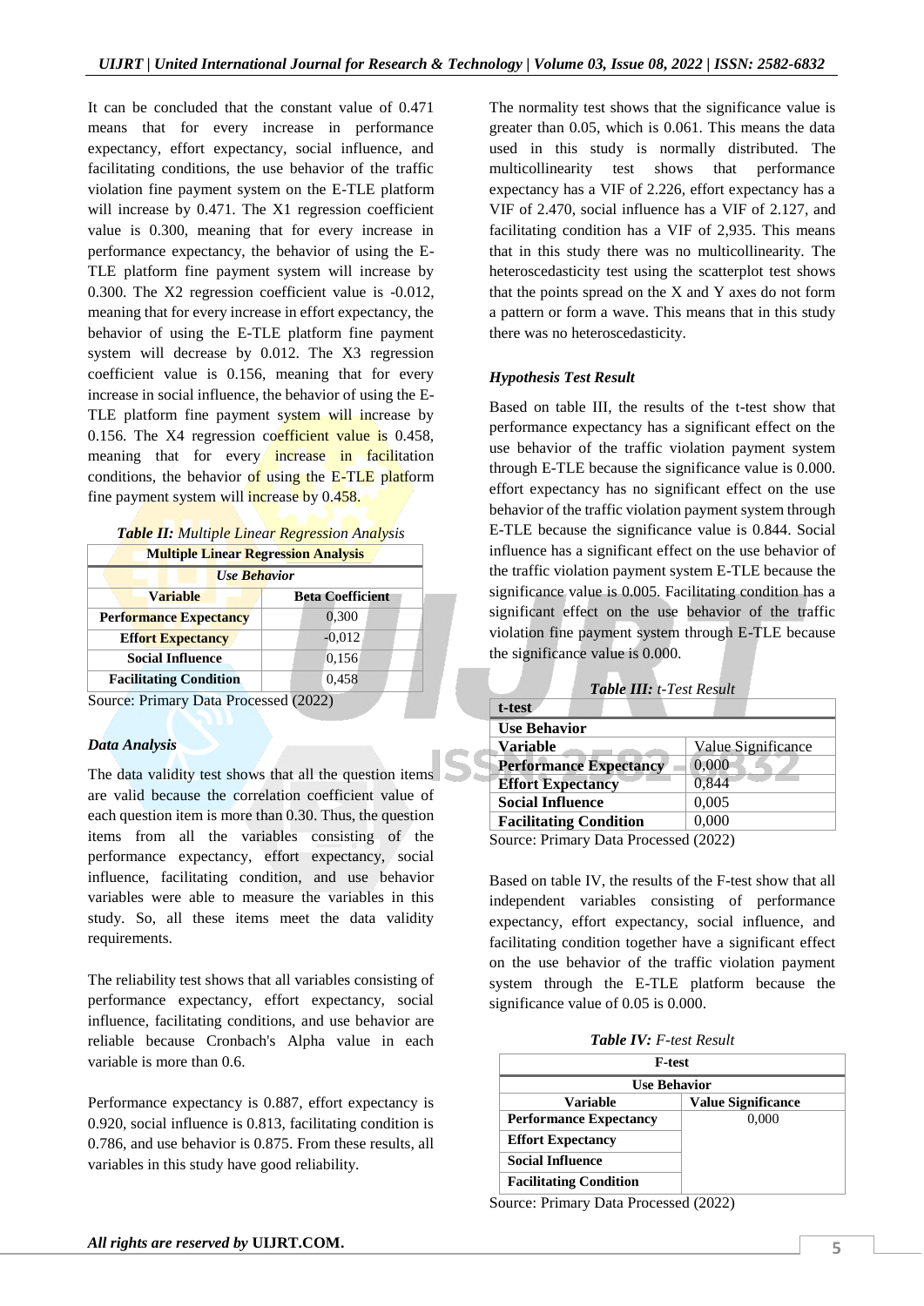It can be concluded that the constant value of 0.471 means that for every increase in performance expectancy, effort expectancy, social influence, and facilitating conditions, the use behavior of the traffic violation fine payment system on the E-TLE platform will increase by 0.471. The X1 regression coefficient value is 0.300, meaning that for every increase in performance expectancy, the behavior of using the E-TLE platform fine payment system will increase by 0.300. The X2 regression coefficient value is -0.012, meaning that for every increase in effort expectancy, the behavior of using the E-TLE platform fine payment system will decrease by 0.012. The X3 regression coefficient value is 0.156, meaning that for every increase in social influence, the behavior of using the E-TLE platform fine payment system will increase by 0.156. The X4 regression coefficient value is 0.458, meaning that for every increase in facilitation conditions, the behavior of using the E-TLE platform fine payment system will increase by 0.458.

***Table II:*** *Multiple Linear Regression Analysis*

| Multiple Linear Regression Analysis | |
|---|---|
| *Use Behavior* | |
| **Variable** | **Beta Coefficient** |
| **Performance Expectancy** | 0,300 |
| **Effort Expectancy** | -0,012 |
| **Social Influence** | 0,156 |
| **Facilitating Condition** | 0,458 |

Source: Primary Data Processed (2022)

### *Data Analysis*

The data validity test shows that all the question items are valid because the correlation coefficient value of each question item is more than 0.30. Thus, the question items from all the variables consisting of the performance expectancy, effort expectancy, social influence, facilitating condition, and use behavior variables were able to measure the variables in this study. So, all these items meet the data validity requirements.

The reliability test shows that all variables consisting of performance expectancy, effort expectancy, social influence, facilitating conditions, and use behavior are reliable because Cronbach's Alpha value in each variable is more than 0.6.

Performance expectancy is 0.887, effort expectancy is 0.920, social influence is 0.813, facilitating condition is 0.786, and use behavior is 0.875. From these results, all variables in this study have good reliability.

The normality test shows that the significance value is greater than 0.05, which is 0.061. This means the data used in this study is normally distributed. The multicollinearity test shows that performance expectancy has a VIF of 2.226, effort expectancy has a VIF of 2.470, social influence has a VIF of 2.127, and facilitating condition has a VIF of 2,935. This means that in this study there was no multicollinearity. The heteroscedasticity test using the scatterplot test shows that the points spread on the X and Y axes do not form a pattern or form a wave. This means that in this study there was no heteroscedasticity.

### *Hypothesis Test Result*

Based on table III, the results of the t-test show that performance expectancy has a significant effect on the use behavior of the traffic violation payment system through E-TLE because the significance value is 0.000. effort expectancy has no significant effect on the use behavior of the traffic violation payment system through E-TLE because the significance value is 0.844. Social influence has a significant effect on the use behavior of the traffic violation payment system E-TLE because the significance value is 0.005. Facilitating condition has a significant effect on the use behavior of the traffic violation fine payment system through E-TLE because the significance value is 0.000.

***Table III:*** *t-Test Result*

| t-test | |
|---|---|
| **Use Behavior** | |
| **Variable** | Value Significance |
| **Performance Expectancy** | 0,000 |
| **Effort Expectancy** | 0,844 |
| **Social Influence** | 0,005 |
| **Facilitating Condition** | 0,000 |

Source: Primary Data Processed (2022)

Based on table IV, the results of the F-test show that all independent variables consisting of performance expectancy, effort expectancy, social influence, and facilitating condition together have a significant effect on the use behavior of the traffic violation payment system through the E-TLE platform because the significance value of 0.05 is 0.000.

***Table IV:*** *F-test Result*

| F-test | |
|---|---|
| **Use Behavior** | |
| **Variable** | **Value Significance** |
| **Performance Expectancy** | 0,000 |
| **Effort Expectancy** | |
| **Social Influence** | |
| **Facilitating Condition** | |

Source: Primary Data Processed (2022)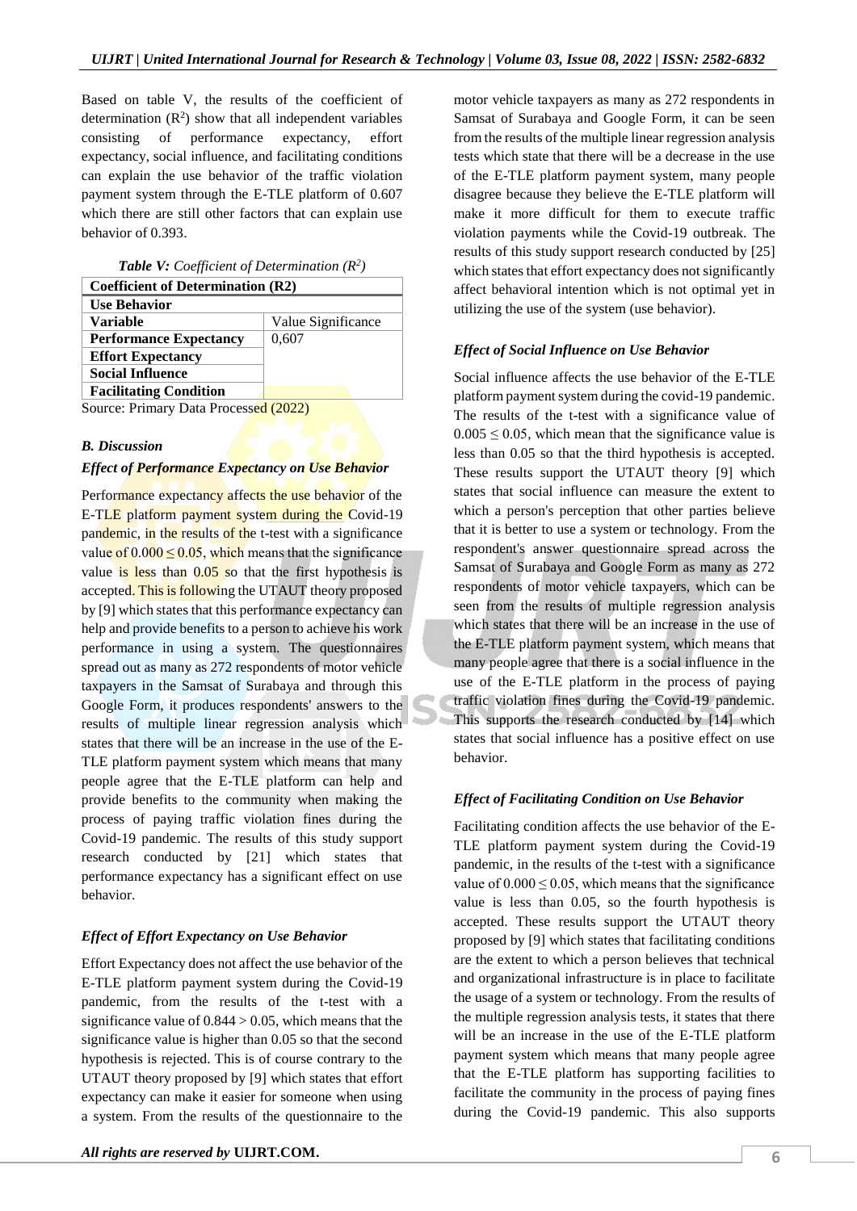Based on table V, the results of the coefficient of determination ($R^2$) show that all independent variables consisting of performance expectancy, effort expectancy, social influence, and facilitating conditions can explain the use behavior of the traffic violation payment system through the E-TLE platform of 0.607 which there are still other factors that can explain use behavior of 0.393.

***Table V:*** *Coefficient of Determination ($R^2$)*

| Coefficient of Determination (R2) | |
|---|---|
| **Use Behavior** | |
| **Variable** | Value Significance |
| **Performance Expectancy** | 0,607 |
| **Effort Expectancy** | |
| **Social Influence** | |
| **Facilitating Condition** | |

Source: Primary Data Processed (2022)

### *B. Discussion*

#### *Effect of Performance Expectancy on Use Behavior*

Performance expectancy affects the use behavior of the E-TLE platform payment system during the Covid-19 pandemic, in the results of the t-test with a significance value of $0.000 \leq 0.05$, which means that the significance value is less than 0.05 so that the first hypothesis is accepted. This is following the UTAUT theory proposed by [9] which states that this performance expectancy can help and provide benefits to a person to achieve his work performance in using a system. The questionnaires spread out as many as 272 respondents of motor vehicle taxpayers in the Samsat of Surabaya and through this Google Form, it produces respondents' answers to the results of multiple linear regression analysis which states that there will be an increase in the use of the E-TLE platform payment system which means that many people agree that the E-TLE platform can help and provide benefits to the community when making the process of paying traffic violation fines during the Covid-19 pandemic. The results of this study support research conducted by [21] which states that performance expectancy has a significant effect on use behavior.

#### *Effect of Effort Expectancy on Use Behavior*

Effort Expectancy does not affect the use behavior of the E-TLE platform payment system during the Covid-19 pandemic, from the results of the t-test with a significance value of $0.844 > 0.05$, which means that the significance value is higher than 0.05 so that the second hypothesis is rejected. This is of course contrary to the UTAUT theory proposed by [9] which states that effort expectancy can make it easier for someone when using a system. From the results of the questionnaire to the motor vehicle taxpayers as many as 272 respondents in Samsat of Surabaya and Google Form, it can be seen from the results of the multiple linear regression analysis tests which state that there will be a decrease in the use of the E-TLE platform payment system, many people disagree because they believe the E-TLE platform will make it more difficult for them to execute traffic violation payments while the Covid-19 outbreak. The results of this study support research conducted by [25] which states that effort expectancy does not significantly affect behavioral intention which is not optimal yet in utilizing the use of the system (use behavior).

#### *Effect of Social Influence on Use Behavior*

Social influence affects the use behavior of the E-TLE platform payment system during the covid-19 pandemic. The results of the t-test with a significance value of $0.005 \leq 0.05$, which mean that the significance value is less than 0.05 so that the third hypothesis is accepted. These results support the UTAUT theory [9] which states that social influence can measure the extent to which a person's perception that other parties believe that it is better to use a system or technology. From the respondent's answer questionnaire spread across the Samsat of Surabaya and Google Form as many as 272 respondents of motor vehicle taxpayers, which can be seen from the results of multiple regression analysis which states that there will be an increase in the use of the E-TLE platform payment system, which means that many people agree that there is a social influence in the use of the E-TLE platform in the process of paying traffic violation fines during the Covid-19 pandemic. This supports the research conducted by [14] which states that social influence has a positive effect on use behavior.

#### *Effect of Facilitating Condition on Use Behavior*

Facilitating condition affects the use behavior of the E-TLE platform payment system during the Covid-19 pandemic, in the results of the t-test with a significance value of $0.000 \leq 0.05$, which means that the significance value is less than 0.05, so the fourth hypothesis is accepted. These results support the UTAUT theory proposed by [9] which states that facilitating conditions are the extent to which a person believes that technical and organizational infrastructure is in place to facilitate the usage of a system or technology. From the results of the multiple regression analysis tests, it states that there will be an increase in the use of the E-TLE platform payment system which means that many people agree that the E-TLE platform has supporting facilities to facilitate the community in the process of paying fines during the Covid-19 pandemic. This also supports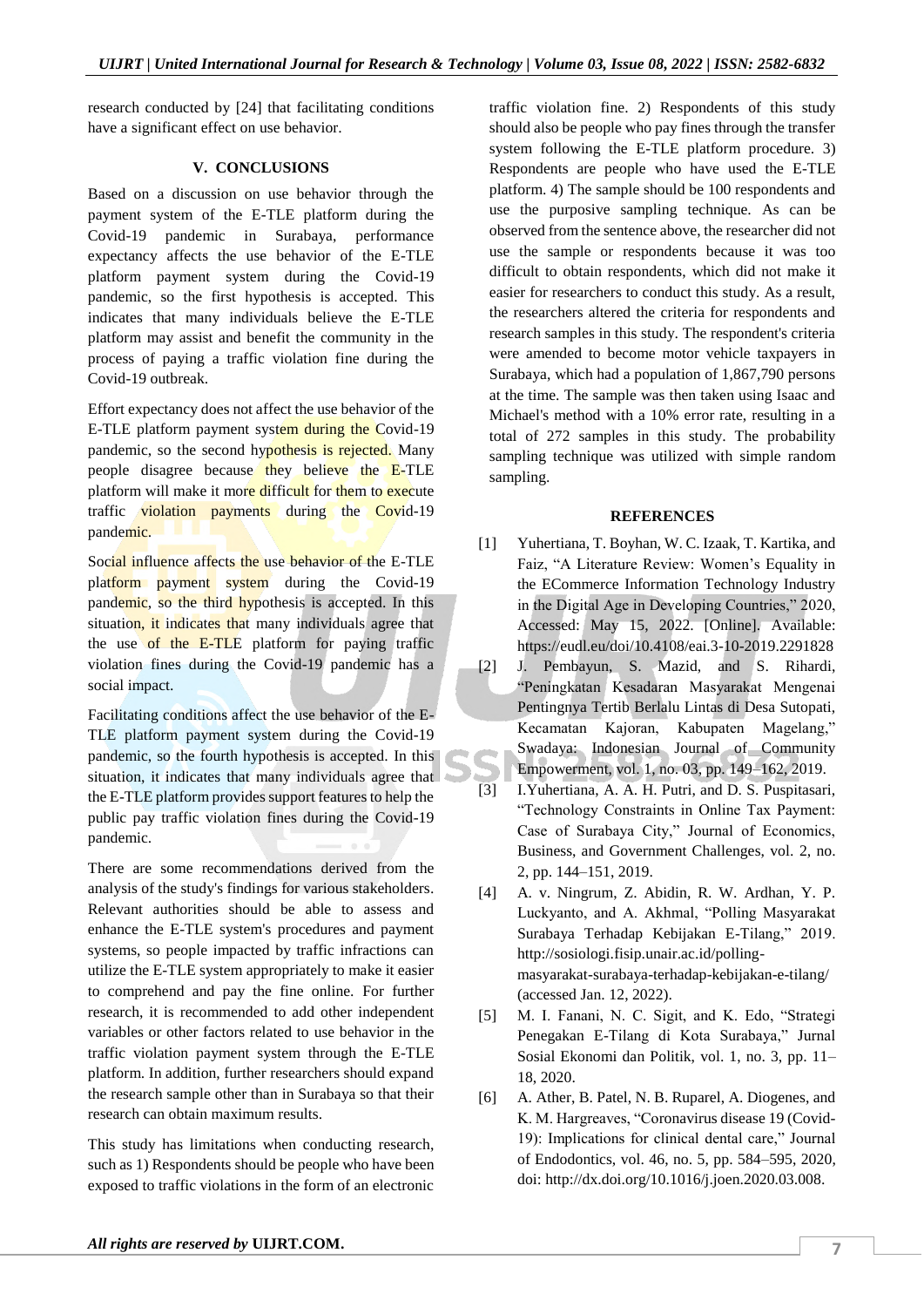research conducted by [24] that facilitating conditions have a significant effect on use behavior.

## V. CONCLUSIONS

Based on a discussion on use behavior through the payment system of the E-TLE platform during the Covid-19 pandemic in Surabaya, performance expectancy affects the use behavior of the E-TLE platform payment system during the Covid-19 pandemic, so the first hypothesis is accepted. This indicates that many individuals believe the E-TLE platform may assist and benefit the community in the process of paying a traffic violation fine during the Covid-19 outbreak.

Effort expectancy does not affect the use behavior of the E-TLE platform payment system during the Covid-19 pandemic, so the second hypothesis is rejected. Many people disagree because they believe the E-TLE platform will make it more difficult for them to execute traffic violation payments during the Covid-19 pandemic.

Social influence affects the use behavior of the E-TLE platform payment system during the Covid-19 pandemic, so the third hypothesis is accepted. In this situation, it indicates that many individuals agree that the use of the E-TLE platform for paying traffic violation fines during the Covid-19 pandemic has a social impact.

Facilitating conditions affect the use behavior of the E-TLE platform payment system during the Covid-19 pandemic, so the fourth hypothesis is accepted. In this situation, it indicates that many individuals agree that the E-TLE platform provides support features to help the public pay traffic violation fines during the Covid-19 pandemic.

There are some recommendations derived from the analysis of the study's findings for various stakeholders. Relevant authorities should be able to assess and enhance the E-TLE system's procedures and payment systems, so people impacted by traffic infractions can utilize the E-TLE system appropriately to make it easier to comprehend and pay the fine online. For further research, it is recommended to add other independent variables or other factors related to use behavior in the traffic violation payment system through the E-TLE platform. In addition, further researchers should expand the research sample other than in Surabaya so that their research can obtain maximum results.

This study has limitations when conducting research, such as 1) Respondents should be people who have been exposed to traffic violations in the form of an electronic traffic violation fine. 2) Respondents of this study should also be people who pay fines through the transfer system following the E-TLE platform procedure. 3) Respondents are people who have used the E-TLE platform. 4) The sample should be 100 respondents and use the purposive sampling technique. As can be observed from the sentence above, the researcher did not use the sample or respondents because it was too difficult to obtain respondents, which did not make it easier for researchers to conduct this study. As a result, the researchers altered the criteria for respondents and research samples in this study. The respondent's criteria were amended to become motor vehicle taxpayers in Surabaya, which had a population of 1,867,790 persons at the time. The sample was then taken using Isaac and Michael's method with a 10% error rate, resulting in a total of 272 samples in this study. The probability sampling technique was utilized with simple random sampling.

## REFERENCES

[1] Yuhertiana, T. Boyhan, W. C. Izaak, T. Kartika, and Faiz, "A Literature Review: Women's Equality in the ECommerce Information Technology Industry in the Digital Age in Developing Countries," 2020, Accessed: May 15, 2022. [Online]. Available: https://eudl.eu/doi/10.4108/eai.3-10-2019.2291828

[2] J. Pembayun, S. Mazid, and S. Rihardi, "Peningkatan Kesadaran Masyarakat Mengenai Pentingnya Tertib Berlalu Lintas di Desa Sutopati, Kecamatan Kajoran, Kabupaten Magelang," Swadaya: Indonesian Journal of Community Empowerment, vol. 1, no. 03, pp. 149–162, 2019.

[3] I.Yuhertiana, A. A. H. Putri, and D. S. Puspitasari, "Technology Constraints in Online Tax Payment: Case of Surabaya City," Journal of Economics, Business, and Government Challenges, vol. 2, no. 2, pp. 144–151, 2019.

[4] A. v. Ningrum, Z. Abidin, R. W. Ardhan, Y. P. Luckyanto, and A. Akhmal, "Polling Masyarakat Surabaya Terhadap Kebijakan E-Tilang," 2019. http://sosiologi.fisip.unair.ac.id/polling-masyarakat-surabaya-terhadap-kebijakan-e-tilang/ (accessed Jan. 12, 2022).

[5] M. I. Fanani, N. C. Sigit, and K. Edo, "Strategi Penegakan E-Tilang di Kota Surabaya," Jurnal Sosial Ekonomi dan Politik, vol. 1, no. 3, pp. 11–18, 2020.

[6] A. Ather, B. Patel, N. B. Ruparel, A. Diogenes, and K. M. Hargreaves, "Coronavirus disease 19 (Covid-19): Implications for clinical dental care," Journal of Endodontics, vol. 46, no. 5, pp. 584–595, 2020, doi: http://dx.doi.org/10.1016/j.joen.2020.03.008.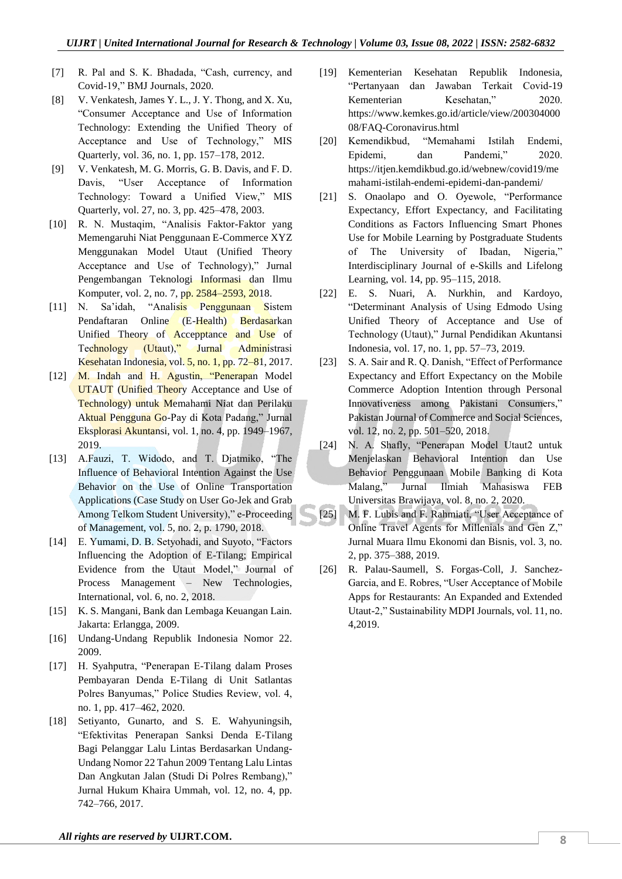[7] R. Pal and S. K. Bhadada, "Cash, currency, and Covid-19," BMJ Journals, 2020.

[8] V. Venkatesh, James Y. L., J. Y. Thong, and X. Xu, "Consumer Acceptance and Use of Information Technology: Extending the Unified Theory of Acceptance and Use of Technology," MIS Quarterly, vol. 36, no. 1, pp. 157–178, 2012.

[9] V. Venkatesh, M. G. Morris, G. B. Davis, and F. D. Davis, "User Acceptance of Information Technology: Toward a Unified View," MIS Quarterly, vol. 27, no. 3, pp. 425–478, 2003.

[10] R. N. Mustaqim, "Analisis Faktor-Faktor yang Memengaruhi Niat Penggunaan E-Commerce XYZ Menggunakan Model Utaut (Unified Theory Acceptance and Use of Technology)," Jurnal Pengembangan Teknologi Informasi dan Ilmu Komputer, vol. 2, no. 7, pp. 2584–2593, 2018.

[11] N. Sa'idah, "Analisis Penggunaan Sistem Pendaftaran Online (E-Health) Berdasarkan Unified Theory of Accepptance and Use of Technology (Utaut)," Jurnal Administrasi Kesehatan Indonesia, vol. 5, no. 1, pp. 72–81, 2017.

[12] M. Indah and H. Agustin, "Penerapan Model UTAUT (Unified Theory Acceptance and Use of Technology) untuk Memahami Niat dan Perilaku Aktual Pengguna Go-Pay di Kota Padang," Jurnal Eksplorasi Akuntansi, vol. 1, no. 4, pp. 1949–1967, 2019.

[13] A.Fauzi, T. Widodo, and T. Djatmiko, "The Influence of Behavioral Intention Against the Use Behavior on the Use of Online Transportation Applications (Case Study on User Go-Jek and Grab Among Telkom Student University)," e-Proceeding of Management, vol. 5, no. 2, p. 1790, 2018.

[14] E. Yumami, D. B. Setyohadi, and Suyoto, "Factors Influencing the Adoption of E-Tilang; Empirical Evidence from the Utaut Model," Journal of Process Management – New Technologies, International, vol. 6, no. 2, 2018.

[15] K. S. Mangani, Bank dan Lembaga Keuangan Lain. Jakarta: Erlangga, 2009.

[16] Undang-Undang Republik Indonesia Nomor 22. 2009.

[17] H. Syahputra, "Penerapan E-Tilang dalam Proses Pembayaran Denda E-Tilang di Unit Satlantas Polres Banyumas," Police Studies Review, vol. 4, no. 1, pp. 417–462, 2020.

[18] Setiyanto, Gunarto, and S. E. Wahyuningsih, "Efektivitas Penerapan Sanksi Denda E-Tilang Bagi Pelanggar Lalu Lintas Berdasarkan Undang-Undang Nomor 22 Tahun 2009 Tentang Lalu Lintas Dan Angkutan Jalan (Studi Di Polres Rembang)," Jurnal Hukum Khaira Ummah, vol. 12, no. 4, pp. 742–766, 2017.

[19] Kementerian Kesehatan Republik Indonesia, "Pertanyaan dan Jawaban Terkait Covid-19 Kementerian Kesehatan," 2020. https://www.kemkes.go.id/article/view/20030400008/FAQ-Coronavirus.html

[20] Kemendikbud, "Memahami Istilah Endemi, Epidemi, dan Pandemi," 2020. https://itjen.kemdikbud.go.id/webnew/covid19/memahami-istilah-endemi-epidemi-dan-pandemi/

[21] S. Onaolapo and O. Oyewole, "Performance Expectancy, Effort Expectancy, and Facilitating Conditions as Factors Influencing Smart Phones Use for Mobile Learning by Postgraduate Students of The University of Ibadan, Nigeria," Interdisciplinary Journal of e-Skills and Lifelong Learning, vol. 14, pp. 95–115, 2018.

[22] E. S. Nuari, A. Nurkhin, and Kardoyo, "Determinant Analysis of Using Edmodo Using Unified Theory of Acceptance and Use of Technology (Utaut)," Jurnal Pendidikan Akuntansi Indonesia, vol. 17, no. 1, pp. 57–73, 2019.

[23] S. A. Sair and R. Q. Danish, "Effect of Performance Expectancy and Effort Expectancy on the Mobile Commerce Adoption Intention through Personal Innovativeness among Pakistani Consumers," Pakistan Journal of Commerce and Social Sciences, vol. 12, no. 2, pp. 501–520, 2018.

[24] N. A. Shafly, "Penerapan Model Utaut2 untuk Menjelaskan Behavioral Intention dan Use Behavior Penggunaan Mobile Banking di Kota Malang," Jurnal Ilmiah Mahasiswa FEB Universitas Brawijaya, vol. 8, no. 2, 2020.

[25] M. F. Lubis and F. Rahmiati, "User Acceptance of Online Travel Agents for Millenials and Gen Z," Jurnal Muara Ilmu Ekonomi dan Bisnis, vol. 3, no. 2, pp. 375–388, 2019.

[26] R. Palau-Saumell, S. Forgas-Coll, J. Sanchez-Garcia, and E. Robres, "User Acceptance of Mobile Apps for Restaurants: An Expanded and Extended Utaut-2," Sustainability MDPI Journals, vol. 11, no. 4,2019.